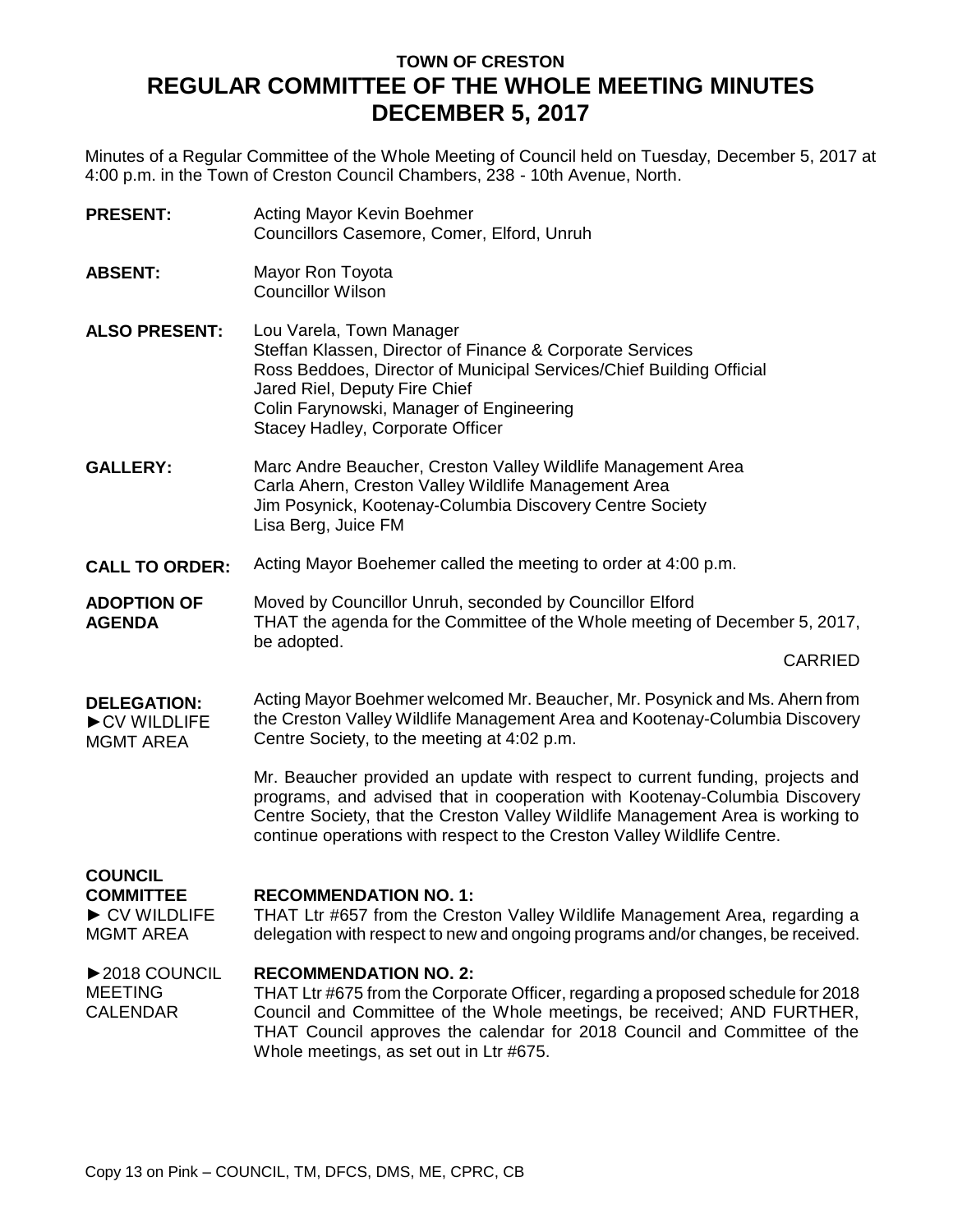# TOWN OF CRESTON
# REGULAR COMMITTEE OF THE WHOLE MEETING MINUTES
# DECEMBER 5, 2017

Minutes of a Regular Committee of the Whole Meeting of Council held on Tuesday, December 5, 2017 at 4:00 p.m. in the Town of Creston Council Chambers, 238 - 10th Avenue, North.

**PRESENT:** Acting Mayor Kevin Boehmer
Councillors Casemore, Comer, Elford, Unruh

**ABSENT:** Mayor Ron Toyota
Councillor Wilson

**ALSO PRESENT:** Lou Varela, Town Manager
Steffan Klassen, Director of Finance & Corporate Services
Ross Beddoes, Director of Municipal Services/Chief Building Official
Jared Riel, Deputy Fire Chief
Colin Farynowski, Manager of Engineering
Stacey Hadley, Corporate Officer

**GALLERY:** Marc Andre Beaucher, Creston Valley Wildlife Management Area
Carla Ahern, Creston Valley Wildlife Management Area
Jim Posynick, Kootenay-Columbia Discovery Centre Society
Lisa Berg, Juice FM

**CALL TO ORDER:** Acting Mayor Boehemer called the meeting to order at 4:00 p.m.

**ADOPTION OF AGENDA**

Moved by Councillor Unruh, seconded by Councillor Elford
THAT the agenda for the Committee of the Whole meeting of December 5, 2017, be adopted.

CARRIED

**DELEGATION:**
**►CV WILDLIFE MGMT AREA**

Acting Mayor Boehmer welcomed Mr. Beaucher, Mr. Posynick and Ms. Ahern from the Creston Valley Wildlife Management Area and Kootenay-Columbia Discovery Centre Society, to the meeting at 4:02 p.m.

Mr. Beaucher provided an update with respect to current funding, projects and programs, and advised that in cooperation with Kootenay-Columbia Discovery Centre Society, that the Creston Valley Wildlife Management Area is working to continue operations with respect to the Creston Valley Wildlife Centre.

**COUNCIL COMMITTEE**
**► CV WILDLIFE MGMT AREA**

**RECOMMENDATION NO. 1:**
THAT Ltr #657 from the Creston Valley Wildlife Management Area, regarding a delegation with respect to new and ongoing programs and/or changes, be received.

**►2018 COUNCIL MEETING CALENDAR**

**RECOMMENDATION NO. 2:**
THAT Ltr #675 from the Corporate Officer, regarding a proposed schedule for 2018 Council and Committee of the Whole meetings, be received; AND FURTHER, THAT Council approves the calendar for 2018 Council and Committee of the Whole meetings, as set out in Ltr #675.

Copy 13 on Pink – COUNCIL, TM, DFCS, DMS, ME, CPRC, CB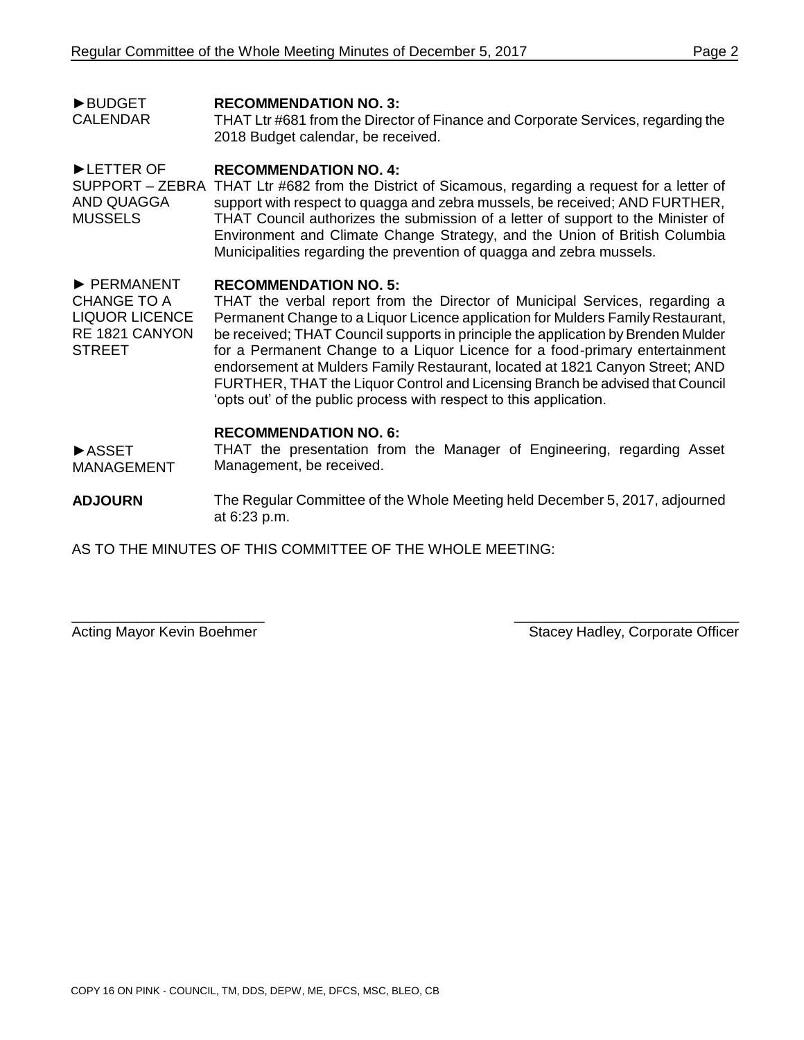►BUDGET CALENDAR

**RECOMMENDATION NO. 3:**

THAT Ltr #681 from the Director of Finance and Corporate Services, regarding the 2018 Budget calendar, be received.

►LETTER OF SUPPORT – ZEBRA AND QUAGGA MUSSELS

**RECOMMENDATION NO. 4:**

THAT Ltr #682 from the District of Sicamous, regarding a request for a letter of support with respect to quagga and zebra mussels, be received; AND FURTHER, THAT Council authorizes the submission of a letter of support to the Minister of Environment and Climate Change Strategy, and the Union of British Columbia Municipalities regarding the prevention of quagga and zebra mussels.

► PERMANENT CHANGE TO A LIQUOR LICENCE RE 1821 CANYON STREET

**RECOMMENDATION NO. 5:**

THAT the verbal report from the Director of Municipal Services, regarding a Permanent Change to a Liquor Licence application for Mulders Family Restaurant, be received; THAT Council supports in principle the application by Brenden Mulder for a Permanent Change to a Liquor Licence for a food-primary entertainment endorsement at Mulders Family Restaurant, located at 1821 Canyon Street; AND FURTHER, THAT the Liquor Control and Licensing Branch be advised that Council 'opts out' of the public process with respect to this application.

►ASSET MANAGEMENT

**RECOMMENDATION NO. 6:**

THAT the presentation from the Manager of Engineering, regarding Asset Management, be received.

**ADJOURN**

The Regular Committee of the Whole Meeting held December 5, 2017, adjourned at 6:23 p.m.

AS TO THE MINUTES OF THIS COMMITTEE OF THE WHOLE MEETING:

\_\_\_\_\_\_\_\_\_\_\_\_\_\_\_\_\_\_\_\_\_\_\_\_\_\_
Acting Mayor Kevin Boehmer

\_\_\_\_\_\_\_\_\_\_\_\_\_\_\_\_\_\_\_\_\_\_\_\_\_\_
Stacey Hadley, Corporate Officer

COPY 16 ON PINK - COUNCIL, TM, DDS, DEPW, ME, DFCS, MSC, BLEO, CB